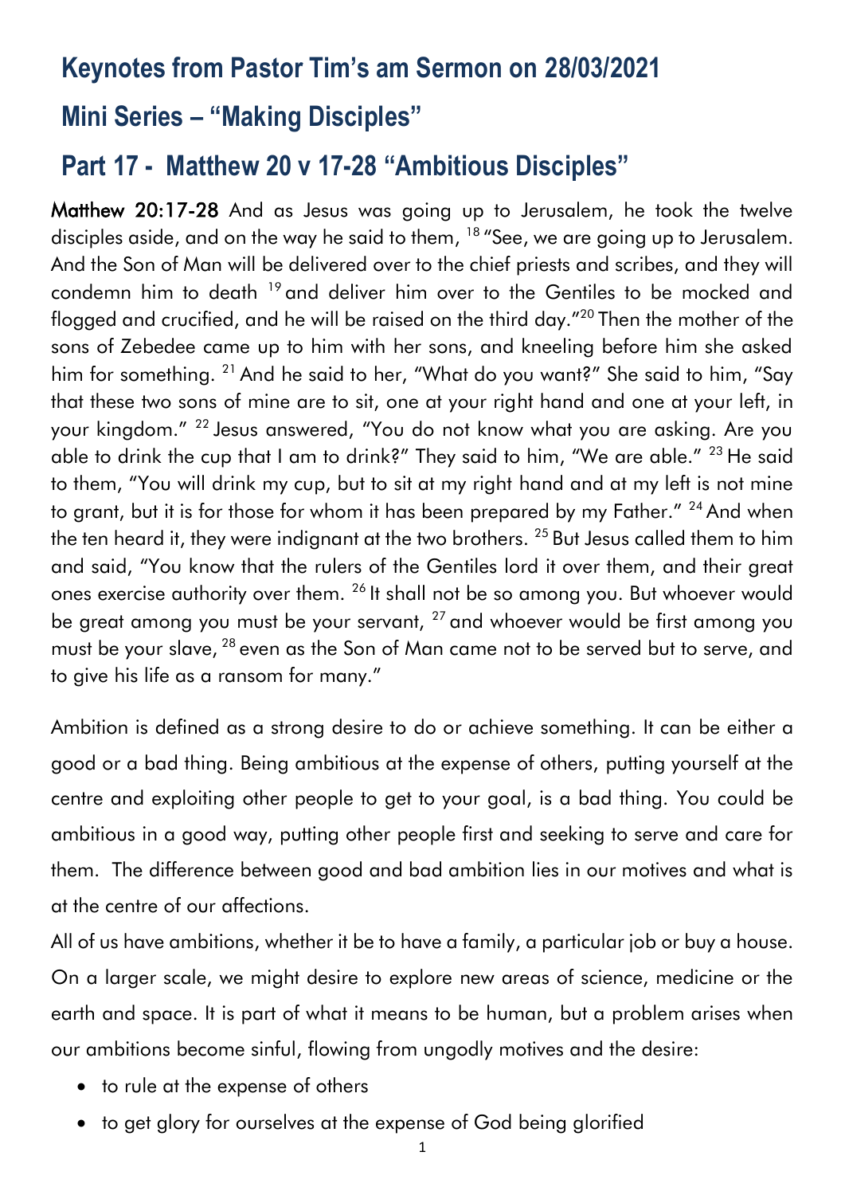# Keynotes from Pastor Tim's am Sermon on 28/03/2021

## Mini Series – "Making Disciples"

## Part 17 - Matthew 20 v 17-28 "Ambitious Disciples"

**Matthew 20:17-28** And as Jesus was going up to Jerusalem, he took the twelve disciples aside, and on the way he said to them, [18] "See, we are going up to Jerusalem. And the Son of Man will be delivered over to the chief priests and scribes, and they will condemn him to death [19] and deliver him over to the Gentiles to be mocked and flogged and crucified, and he will be raised on the third day."[20] Then the mother of the sons of Zebedee came up to him with her sons, and kneeling before him she asked him for something. [21] And he said to her, "What do you want?" She said to him, "Say that these two sons of mine are to sit, one at your right hand and one at your left, in your kingdom." [22] Jesus answered, "You do not know what you are asking. Are you able to drink the cup that I am to drink?" They said to him, "We are able." [23] He said to them, "You will drink my cup, but to sit at my right hand and at my left is not mine to grant, but it is for those for whom it has been prepared by my Father." [24] And when the ten heard it, they were indignant at the two brothers. [25] But Jesus called them to him and said, "You know that the rulers of the Gentiles lord it over them, and their great ones exercise authority over them. [26] It shall not be so among you. But whoever would be great among you must be your servant, [27] and whoever would be first among you must be your slave, [28] even as the Son of Man came not to be served but to serve, and to give his life as a ransom for many."

Ambition is defined as a strong desire to do or achieve something. It can be either a good or a bad thing. Being ambitious at the expense of others, putting yourself at the centre and exploiting other people to get to your goal, is a bad thing. You could be ambitious in a good way, putting other people first and seeking to serve and care for them. The difference between good and bad ambition lies in our motives and what is at the centre of our affections.

All of us have ambitions, whether it be to have a family, a particular job or buy a house. On a larger scale, we might desire to explore new areas of science, medicine or the earth and space. It is part of what it means to be human, but a problem arises when our ambitions become sinful, flowing from ungodly motives and the desire:

- to rule at the expense of others
- to get glory for ourselves at the expense of God being glorified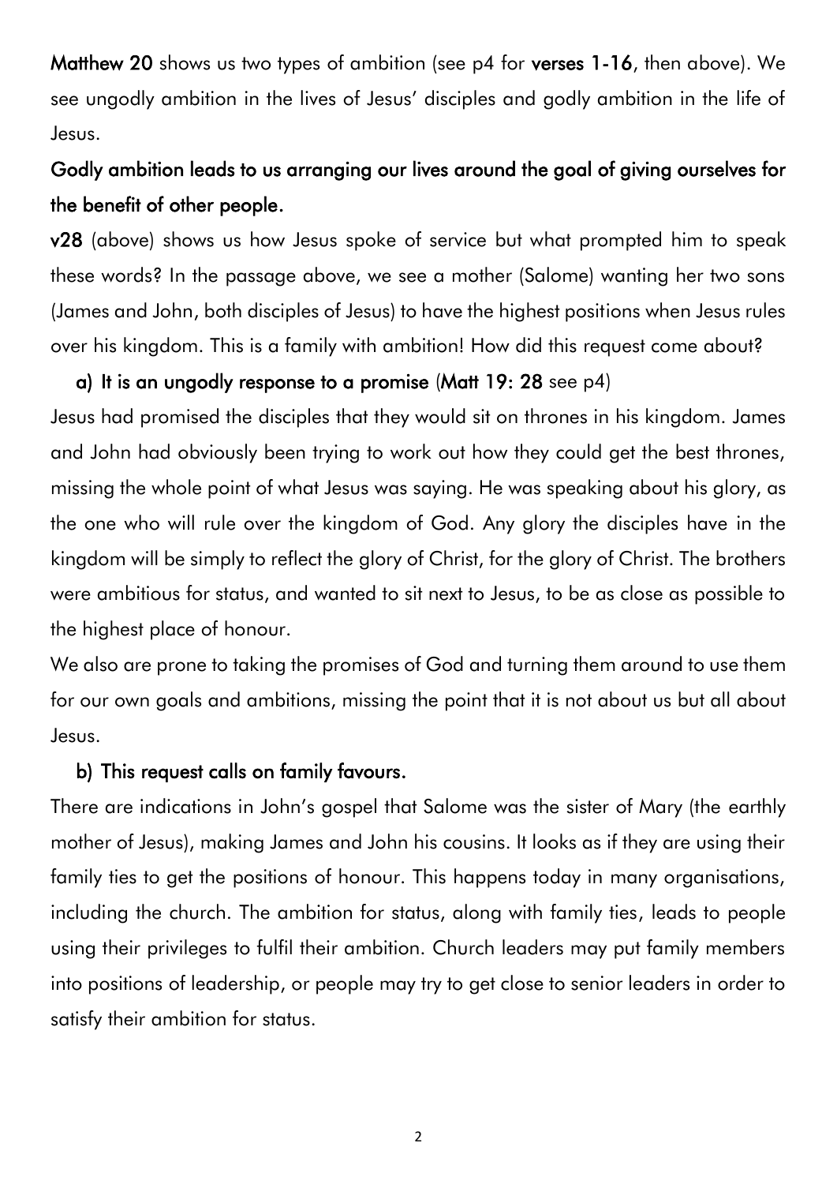**Matthew 20** shows us two types of ambition (see p4 for **verses 1-16**, then above). We see ungodly ambition in the lives of Jesus' disciples and godly ambition in the life of Jesus.

**Godly ambition leads to us arranging our lives around the goal of giving ourselves for the benefit of other people.**

**v28** (above) shows us how Jesus spoke of service but what prompted him to speak these words? In the passage above, we see a mother (Salome) wanting her two sons (James and John, both disciples of Jesus) to have the highest positions when Jesus rules over his kingdom. This is a family with ambition! How did this request come about?

a) **It is an ungodly response to a promise** (**Matt 19: 28** see p4)

Jesus had promised the disciples that they would sit on thrones in his kingdom. James and John had obviously been trying to work out how they could get the best thrones, missing the whole point of what Jesus was saying. He was speaking about his glory, as the one who will rule over the kingdom of God. Any glory the disciples have in the kingdom will be simply to reflect the glory of Christ, for the glory of Christ. The brothers were ambitious for status, and wanted to sit next to Jesus, to be as close as possible to the highest place of honour.

We also are prone to taking the promises of God and turning them around to use them for our own goals and ambitions, missing the point that it is not about us but all about Jesus.

b) **This request calls on family favours.**

There are indications in John's gospel that Salome was the sister of Mary (the earthly mother of Jesus), making James and John his cousins. It looks as if they are using their family ties to get the positions of honour. This happens today in many organisations, including the church. The ambition for status, along with family ties, leads to people using their privileges to fulfil their ambition. Church leaders may put family members into positions of leadership, or people may try to get close to senior leaders in order to satisfy their ambition for status.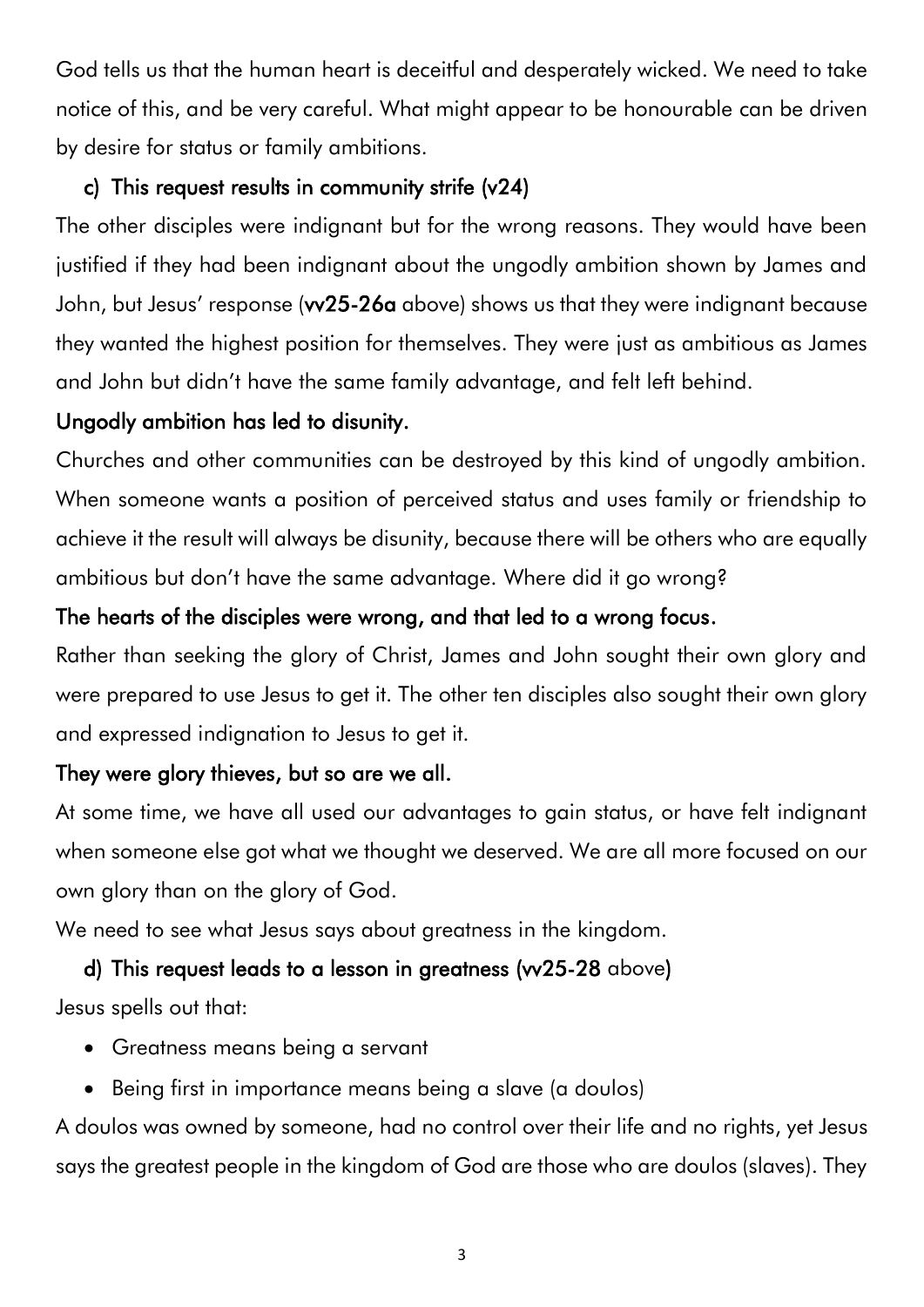God tells us that the human heart is deceitful and desperately wicked. We need to take notice of this, and be very careful. What might appear to be honourable can be driven by desire for status or family ambitions.

**c) This request results in community strife (v24)**

The other disciples were indignant but for the wrong reasons. They would have been justified if they had been indignant about the ungodly ambition shown by James and John, but Jesus' response (**vv25-26a** above) shows us that they were indignant because they wanted the highest position for themselves. They were just as ambitious as James and John but didn't have the same family advantage, and felt left behind.

**Ungodly ambition has led to disunity.**

Churches and other communities can be destroyed by this kind of ungodly ambition. When someone wants a position of perceived status and uses family or friendship to achieve it the result will always be disunity, because there will be others who are equally ambitious but don't have the same advantage. Where did it go wrong?

**The hearts of the disciples were wrong, and that led to a wrong focus.**

Rather than seeking the glory of Christ, James and John sought their own glory and were prepared to use Jesus to get it. The other ten disciples also sought their own glory and expressed indignation to Jesus to get it.

**They were glory thieves, but so are we all.**

At some time, we have all used our advantages to gain status, or have felt indignant when someone else got what we thought we deserved. We are all more focused on our own glory than on the glory of God.

We need to see what Jesus says about greatness in the kingdom.

**d) This request leads to a lesson in greatness (vv25-28 above)**

Jesus spells out that:

- Greatness means being a servant
- Being first in importance means being a slave (a doulos)

A doulos was owned by someone, had no control over their life and no rights, yet Jesus says the greatest people in the kingdom of God are those who are doulos (slaves). They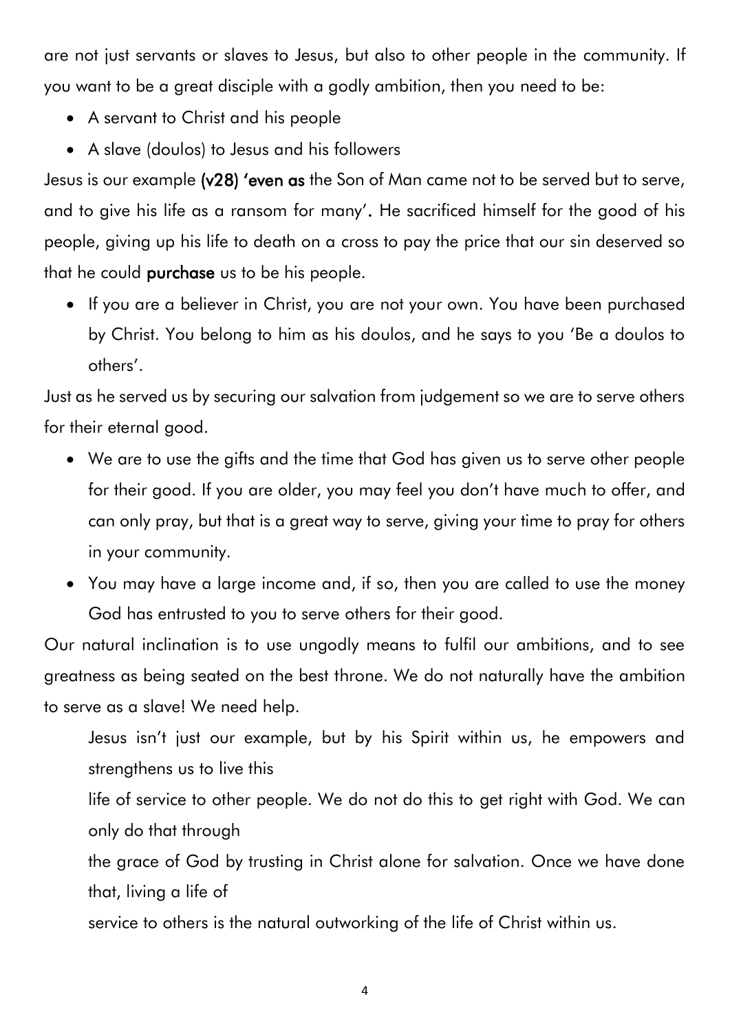are not just servants or slaves to Jesus, but also to other people in the community. If you want to be a great disciple with a godly ambition, then you need to be:

- A servant to Christ and his people
- A slave (doulos) to Jesus and his followers

Jesus is our example **(v28) 'even as** the Son of Man came not to be served but to serve, and to give his life as a ransom for many'**.** He sacrificed himself for the good of his people, giving up his life to death on a cross to pay the price that our sin deserved so that he could **purchase** us to be his people.

- If you are a believer in Christ, you are not your own. You have been purchased by Christ. You belong to him as his doulos, and he says to you 'Be a doulos to others'.

Just as he served us by securing our salvation from judgement so we are to serve others for their eternal good.

- We are to use the gifts and the time that God has given us to serve other people for their good. If you are older, you may feel you don't have much to offer, and can only pray, but that is a great way to serve, giving your time to pray for others in your community.
- You may have a large income and, if so, then you are called to use the money God has entrusted to you to serve others for their good.

Our natural inclination is to use ungodly means to fulfil our ambitions, and to see greatness as being seated on the best throne. We do not naturally have the ambition to serve as a slave! We need help.

> Jesus isn't just our example, but by his Spirit within us, he empowers and strengthens us to live this
> life of service to other people. We do not do this to get right with God. We can only do that through
> the grace of God by trusting in Christ alone for salvation. Once we have done that, living a life of
> service to others is the natural outworking of the life of Christ within us.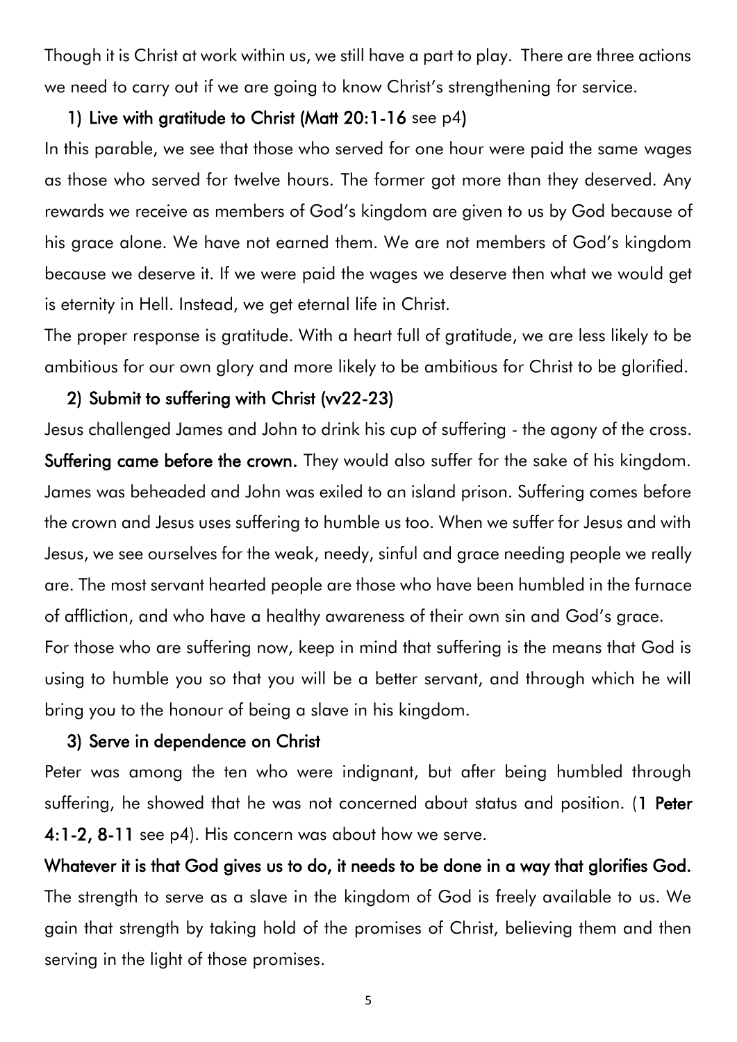Though it is Christ at work within us, we still have a part to play. There are three actions we need to carry out if we are going to know Christ's strengthening for service.

1) **Live with gratitude to Christ (Matt 20:1-16** see p4**)**

In this parable, we see that those who served for one hour were paid the same wages as those who served for twelve hours. The former got more than they deserved. Any rewards we receive as members of God's kingdom are given to us by God because of his grace alone. We have not earned them. We are not members of God's kingdom because we deserve it. If we were paid the wages we deserve then what we would get is eternity in Hell. Instead, we get eternal life in Christ.

The proper response is gratitude. With a heart full of gratitude, we are less likely to be ambitious for our own glory and more likely to be ambitious for Christ to be glorified.

2) **Submit to suffering with Christ (vv22-23)**

Jesus challenged James and John to drink his cup of suffering - the agony of the cross. **Suffering came before the crown.** They would also suffer for the sake of his kingdom. James was beheaded and John was exiled to an island prison. Suffering comes before the crown and Jesus uses suffering to humble us too. When we suffer for Jesus and with Jesus, we see ourselves for the weak, needy, sinful and grace needing people we really are. The most servant hearted people are those who have been humbled in the furnace of affliction, and who have a healthy awareness of their own sin and God's grace.

For those who are suffering now, keep in mind that suffering is the means that God is using to humble you so that you will be a better servant, and through which he will bring you to the honour of being a slave in his kingdom.

3) **Serve in dependence on Christ**

Peter was among the ten who were indignant, but after being humbled through suffering, he showed that he was not concerned about status and position. (**1 Peter 4:1-2, 8-11** see p4). His concern was about how we serve.

**Whatever it is that God gives us to do, it needs to be done in a way that glorifies God.** The strength to serve as a slave in the kingdom of God is freely available to us. We gain that strength by taking hold of the promises of Christ, believing them and then serving in the light of those promises.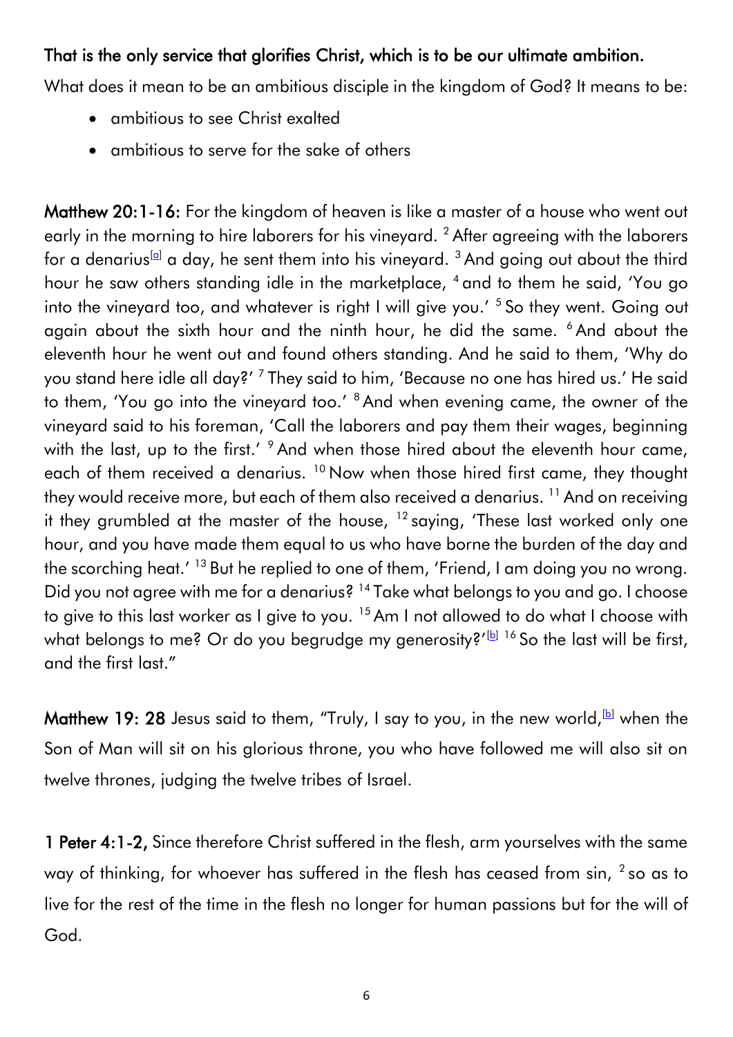**That is the only service that glorifies Christ, which is to be our ultimate ambition.**

What does it mean to be an ambitious disciple in the kingdom of God? It means to be:

- ambitious to see Christ exalted
- ambitious to serve for the sake of others

**Matthew 20:1-16:** For the kingdom of heaven is like a master of a house who went out early in the morning to hire laborers for his vineyard. [2] After agreeing with the laborers for a denarius[a] a day, he sent them into his vineyard. [3] And going out about the third hour he saw others standing idle in the marketplace, [4] and to them he said, 'You go into the vineyard too, and whatever is right I will give you.' [5] So they went. Going out again about the sixth hour and the ninth hour, he did the same. [6] And about the eleventh hour he went out and found others standing. And he said to them, 'Why do you stand here idle all day?' [7] They said to him, 'Because no one has hired us.' He said to them, 'You go into the vineyard too.' [8] And when evening came, the owner of the vineyard said to his foreman, 'Call the laborers and pay them their wages, beginning with the last, up to the first.' [9] And when those hired about the eleventh hour came, each of them received a denarius. [10] Now when those hired first came, they thought they would receive more, but each of them also received a denarius. [11] And on receiving it they grumbled at the master of the house, [12] saying, 'These last worked only one hour, and you have made them equal to us who have borne the burden of the day and the scorching heat.' [13] But he replied to one of them, 'Friend, I am doing you no wrong. Did you not agree with me for a denarius? [14] Take what belongs to you and go. I choose to give to this last worker as I give to you. [15] Am I not allowed to do what I choose with what belongs to me? Or do you begrudge my generosity?'[b] [16] So the last will be first, and the first last."

**Matthew 19: 28** Jesus said to them, "Truly, I say to you, in the new world,[b] when the Son of Man will sit on his glorious throne, you who have followed me will also sit on twelve thrones, judging the twelve tribes of Israel.

**1 Peter 4:1-2,** Since therefore Christ suffered in the flesh, arm yourselves with the same way of thinking, for whoever has suffered in the flesh has ceased from sin, [2] so as to live for the rest of the time in the flesh no longer for human passions but for the will of God.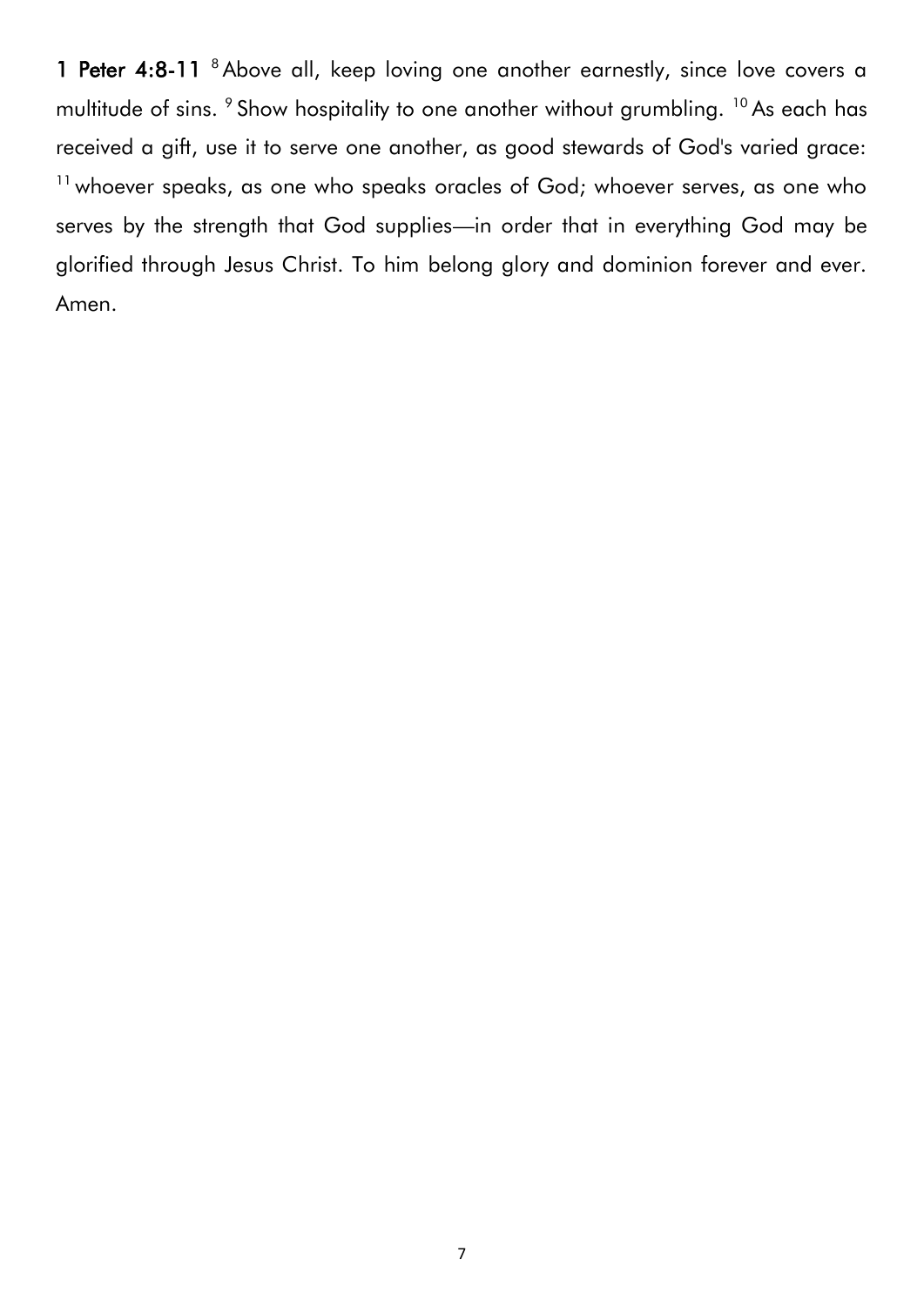**1 Peter 4:8-11** [8] Above all, keep loving one another earnestly, since love covers a multitude of sins. [9] Show hospitality to one another without grumbling. [10] As each has received a gift, use it to serve one another, as good stewards of God's varied grace: [11] whoever speaks, as one who speaks oracles of God; whoever serves, as one who serves by the strength that God supplies—in order that in everything God may be glorified through Jesus Christ. To him belong glory and dominion forever and ever. Amen.